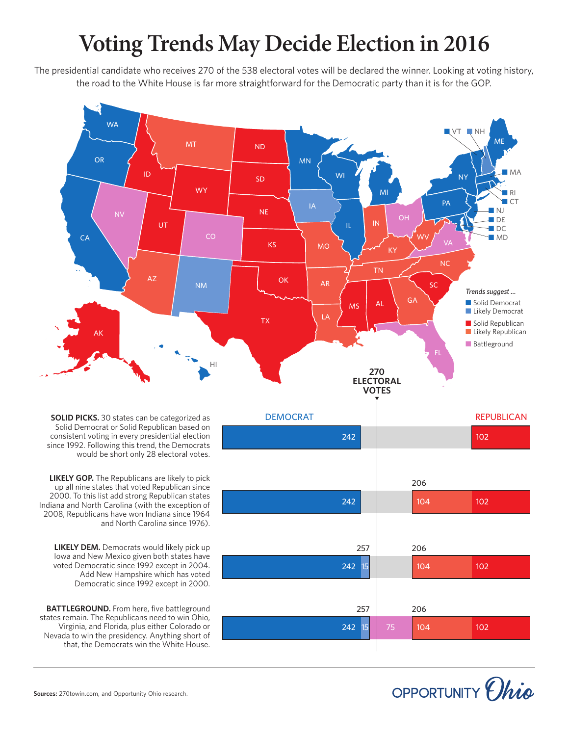# Voting Trends May Decide Election in 2016

The presidential candidate who receives 270 of the 538 electoral votes will be declared the winner. Looking at voting history, the road to the White House is far more straightforward for the Democratic party than it is for the GOP.

*Trends suggest ...*

- Solid Democrat
- Likely Democrat
- Solid Republican
- Likely Republican
- Battleground

270 ELECTORAL VOTES

**SOLID PICKS.** 30 states can be categorized as Solid Democrat or Solid Republican based on consistent voting in every presidential election since 1992. Following this trend, the Democrats would be short only 28 electoral votes.

DEMOCRAT: 242 | REPUBLICAN: 102

**LIKELY GOP.** The Republicans are likely to pick up all nine states that voted Republican since 2000. To this list add strong Republican states Indiana and North Carolina (with the exception of 2008, Republicans have won Indiana since 1964 and North Carolina since 1976).

DEMOCRAT: 242 | REPUBLICAN: 206 (104 + 102)

**LIKELY DEM.** Democrats would likely pick up Iowa and New Mexico given both states have voted Democratic since 1992 except in 2004. Add New Hampshire which has voted Democratic since 1992 except in 2000.

DEMOCRAT: 257 (242 + 15) | REPUBLICAN: 206 (104 + 102)

**BATTLEGROUND.** From here, five battleground states remain. The Republicans need to win Ohio, Virginia, and Florida, plus either Colorado or Nevada to win the presidency. Anything short of that, the Democrats win the White House.

DEMOCRAT: 257 (242 + 15) | BATTLEGROUND: 75 | REPUBLICAN: 206 (104 + 102)

**Sources:** 270towin.com, and Opportunity Ohio research.

OPPORTUNITY Ohio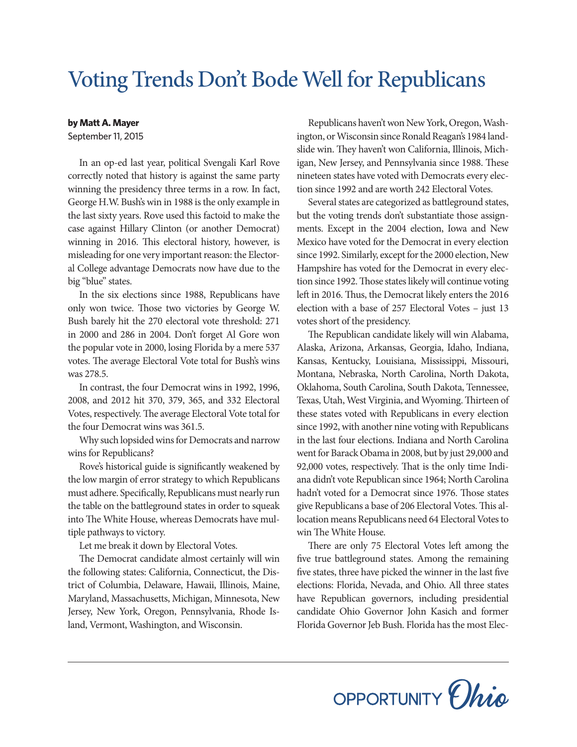# Voting Trends Don't Bode Well for Republicans

**by Matt A. Mayer**

September 11, 2015

In an op-ed last year, political Svengali Karl Rove correctly noted that history is against the same party winning the presidency three terms in a row. In fact, George H.W. Bush's win in 1988 is the only example in the last sixty years. Rove used this factoid to make the case against Hillary Clinton (or another Democrat) winning in 2016. This electoral history, however, is misleading for one very important reason: the Electoral College advantage Democrats now have due to the big "blue" states.

In the six elections since 1988, Republicans have only won twice. Those two victories by George W. Bush barely hit the 270 electoral vote threshold: 271 in 2000 and 286 in 2004. Don't forget Al Gore won the popular vote in 2000, losing Florida by a mere 537 votes. The average Electoral Vote total for Bush's wins was 278.5.

In contrast, the four Democrat wins in 1992, 1996, 2008, and 2012 hit 370, 379, 365, and 332 Electoral Votes, respectively. The average Electoral Vote total for the four Democrat wins was 361.5.

Why such lopsided wins for Democrats and narrow wins for Republicans?

Rove's historical guide is significantly weakened by the low margin of error strategy to which Republicans must adhere. Specifically, Republicans must nearly run the table on the battleground states in order to squeak into The White House, whereas Democrats have multiple pathways to victory.

Let me break it down by Electoral Votes.

The Democrat candidate almost certainly will win the following states: California, Connecticut, the District of Columbia, Delaware, Hawaii, Illinois, Maine, Maryland, Massachusetts, Michigan, Minnesota, New Jersey, New York, Oregon, Pennsylvania, Rhode Island, Vermont, Washington, and Wisconsin.

Republicans haven't won New York, Oregon, Washington, or Wisconsin since Ronald Reagan's 1984 landslide win. They haven't won California, Illinois, Michigan, New Jersey, and Pennsylvania since 1988. These nineteen states have voted with Democrats every election since 1992 and are worth 242 Electoral Votes.

Several states are categorized as battleground states, but the voting trends don't substantiate those assignments. Except in the 2004 election, Iowa and New Mexico have voted for the Democrat in every election since 1992. Similarly, except for the 2000 election, New Hampshire has voted for the Democrat in every election since 1992. Those states likely will continue voting left in 2016. Thus, the Democrat likely enters the 2016 election with a base of 257 Electoral Votes – just 13 votes short of the presidency.

The Republican candidate likely will win Alabama, Alaska, Arizona, Arkansas, Georgia, Idaho, Indiana, Kansas, Kentucky, Louisiana, Mississippi, Missouri, Montana, Nebraska, North Carolina, North Dakota, Oklahoma, South Carolina, South Dakota, Tennessee, Texas, Utah, West Virginia, and Wyoming. Thirteen of these states voted with Republicans in every election since 1992, with another nine voting with Republicans in the last four elections. Indiana and North Carolina went for Barack Obama in 2008, but by just 29,000 and 92,000 votes, respectively. That is the only time Indiana didn't vote Republican since 1964; North Carolina hadn't voted for a Democrat since 1976. Those states give Republicans a base of 206 Electoral Votes. This allocation means Republicans need 64 Electoral Votes to win The White House.

There are only 75 Electoral Votes left among the five true battleground states. Among the remaining five states, three have picked the winner in the last five elections: Florida, Nevada, and Ohio. All three states have Republican governors, including presidential candidate Ohio Governor John Kasich and former Florida Governor Jeb Bush. Florida has the most Elec-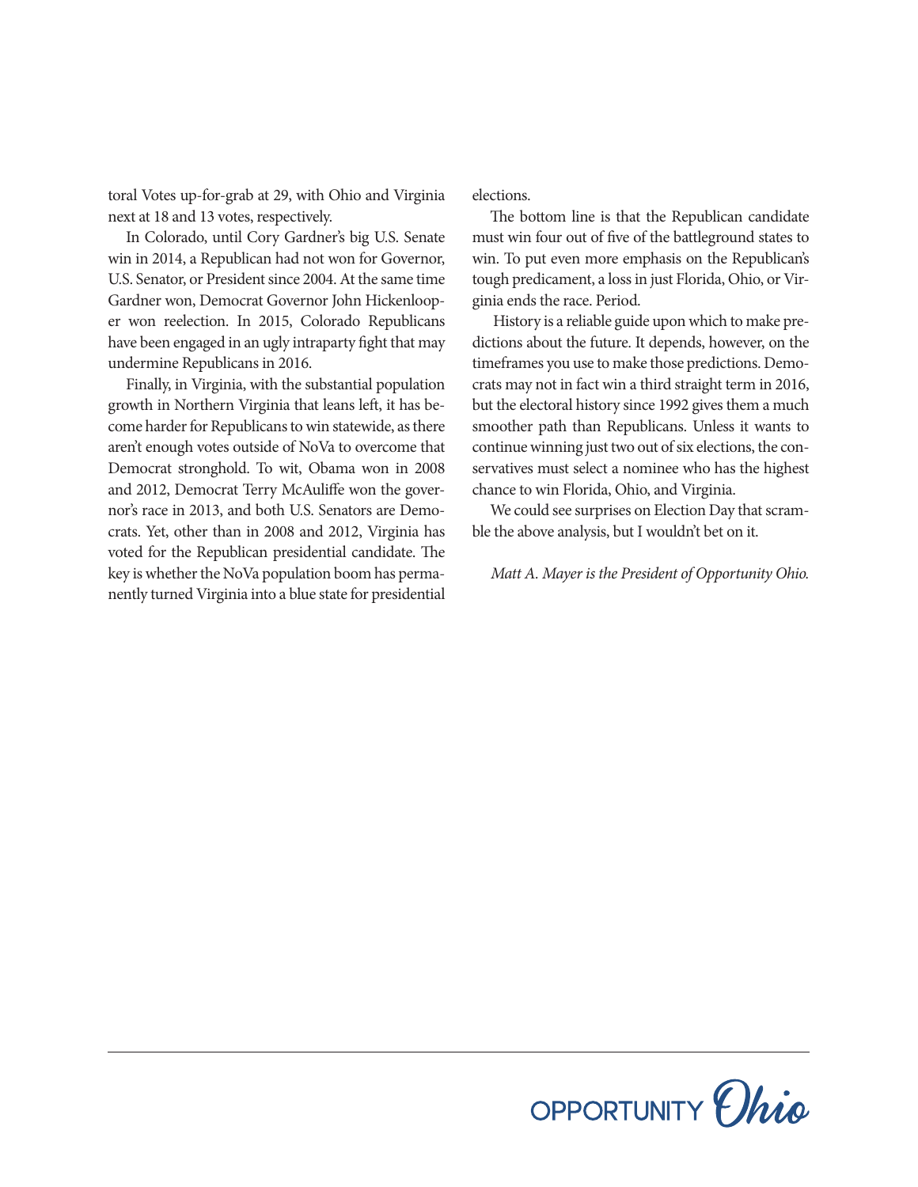toral Votes up-for-grab at 29, with Ohio and Virginia next at 18 and 13 votes, respectively.

In Colorado, until Cory Gardner's big U.S. Senate win in 2014, a Republican had not won for Governor, U.S. Senator, or President since 2004. At the same time Gardner won, Democrat Governor John Hickenlooper won reelection. In 2015, Colorado Republicans have been engaged in an ugly intraparty fight that may undermine Republicans in 2016.

Finally, in Virginia, with the substantial population growth in Northern Virginia that leans left, it has become harder for Republicans to win statewide, as there aren't enough votes outside of NoVa to overcome that Democrat stronghold. To wit, Obama won in 2008 and 2012, Democrat Terry McAuliffe won the governor's race in 2013, and both U.S. Senators are Democrats. Yet, other than in 2008 and 2012, Virginia has voted for the Republican presidential candidate. The key is whether the NoVa population boom has permanently turned Virginia into a blue state for presidential elections.

The bottom line is that the Republican candidate must win four out of five of the battleground states to win. To put even more emphasis on the Republican's tough predicament, a loss in just Florida, Ohio, or Virginia ends the race. Period.

History is a reliable guide upon which to make predictions about the future. It depends, however, on the timeframes you use to make those predictions. Democrats may not in fact win a third straight term in 2016, but the electoral history since 1992 gives them a much smoother path than Republicans. Unless it wants to continue winning just two out of six elections, the conservatives must select a nominee who has the highest chance to win Florida, Ohio, and Virginia.

We could see surprises on Election Day that scramble the above analysis, but I wouldn't bet on it.

*Matt A. Mayer is the President of Opportunity Ohio.*